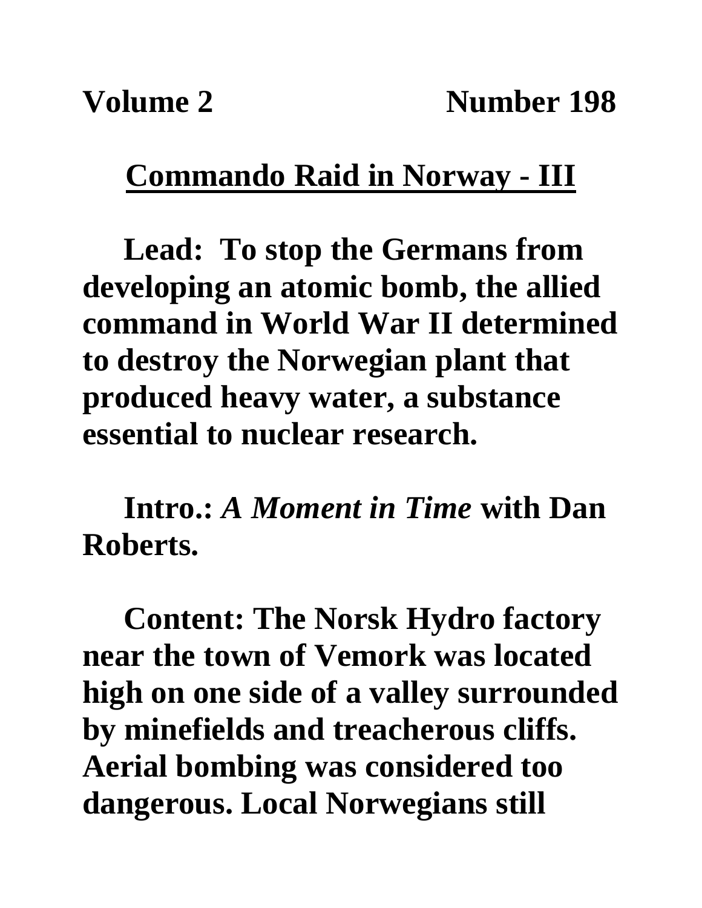**Volume 2 Number 198**

## Commando Raid in Norway - III

**Lead: To stop the Germans from developing an atomic bomb, the allied command in World War II determined to destroy the Norwegian plant that produced heavy water, a substance essential to nuclear research.**

**Intro.:** ***A Moment in Time*** **with Dan Roberts.**

**Content: The Norsk Hydro factory near the town of Vemork was located high on one side of a valley surrounded by minefields and treacherous cliffs. Aerial bombing was considered too dangerous. Local Norwegians still**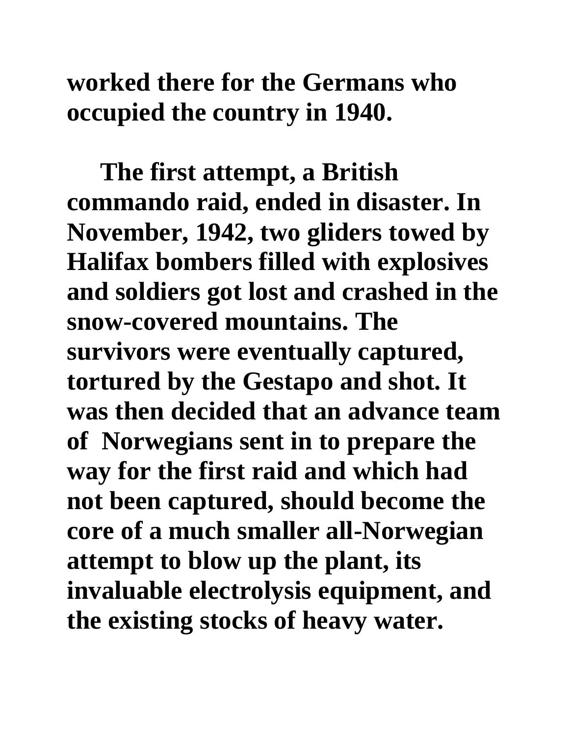**worked there for the Germans who occupied the country in 1940.**

**The first attempt, a British commando raid, ended in disaster. In November, 1942, two gliders towed by Halifax bombers filled with explosives and soldiers got lost and crashed in the snow-covered mountains. The survivors were eventually captured, tortured by the Gestapo and shot. It was then decided that an advance team of  Norwegians sent in to prepare the way for the first raid and which had not been captured, should become the core of a much smaller all-Norwegian attempt to blow up the plant, its invaluable electrolysis equipment, and the existing stocks of heavy water.**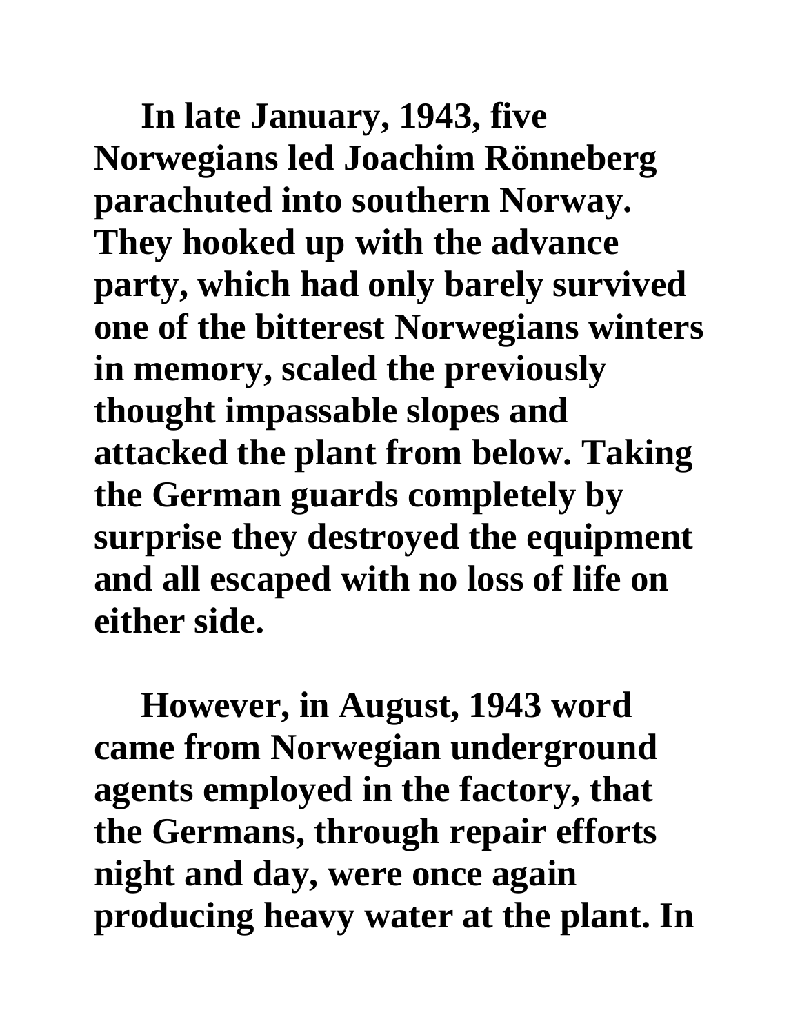**In late January, 1943, five Norwegians led Joachim Rönneberg parachuted into southern Norway. They hooked up with the advance party, which had only barely survived one of the bitterest Norwegians winters in memory, scaled the previously thought impassable slopes and attacked the plant from below. Taking the German guards completely by surprise they destroyed the equipment and all escaped with no loss of life on either side.**

**However, in August, 1943 word came from Norwegian underground agents employed in the factory, that the Germans, through repair efforts night and day, were once again producing heavy water at the plant. In**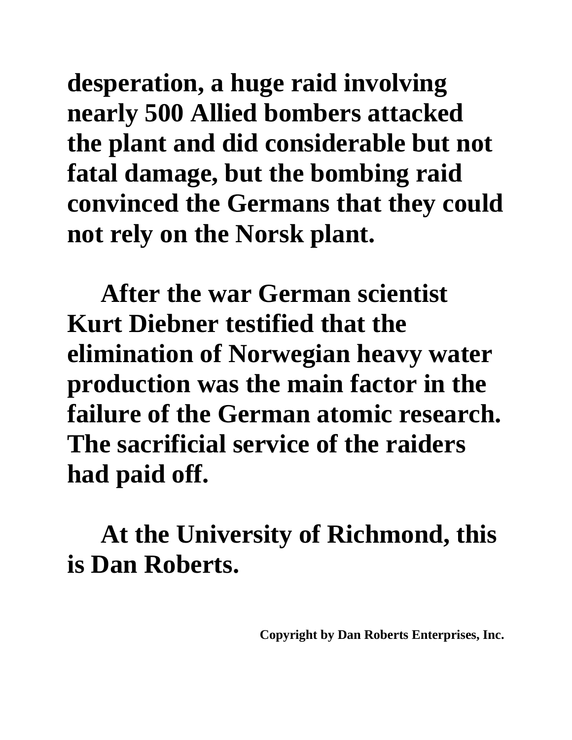**desperation, a huge raid involving nearly 500 Allied bombers attacked the plant and did considerable but not fatal damage, but the bombing raid convinced the Germans that they could not rely on the Norsk plant.**

**After the war German scientist Kurt Diebner testified that the elimination of Norwegian heavy water production was the main factor in the failure of the German atomic research. The sacrificial service of the raiders had paid off.**

**At the University of Richmond, this is Dan Roberts.**

**Copyright by Dan Roberts Enterprises, Inc.**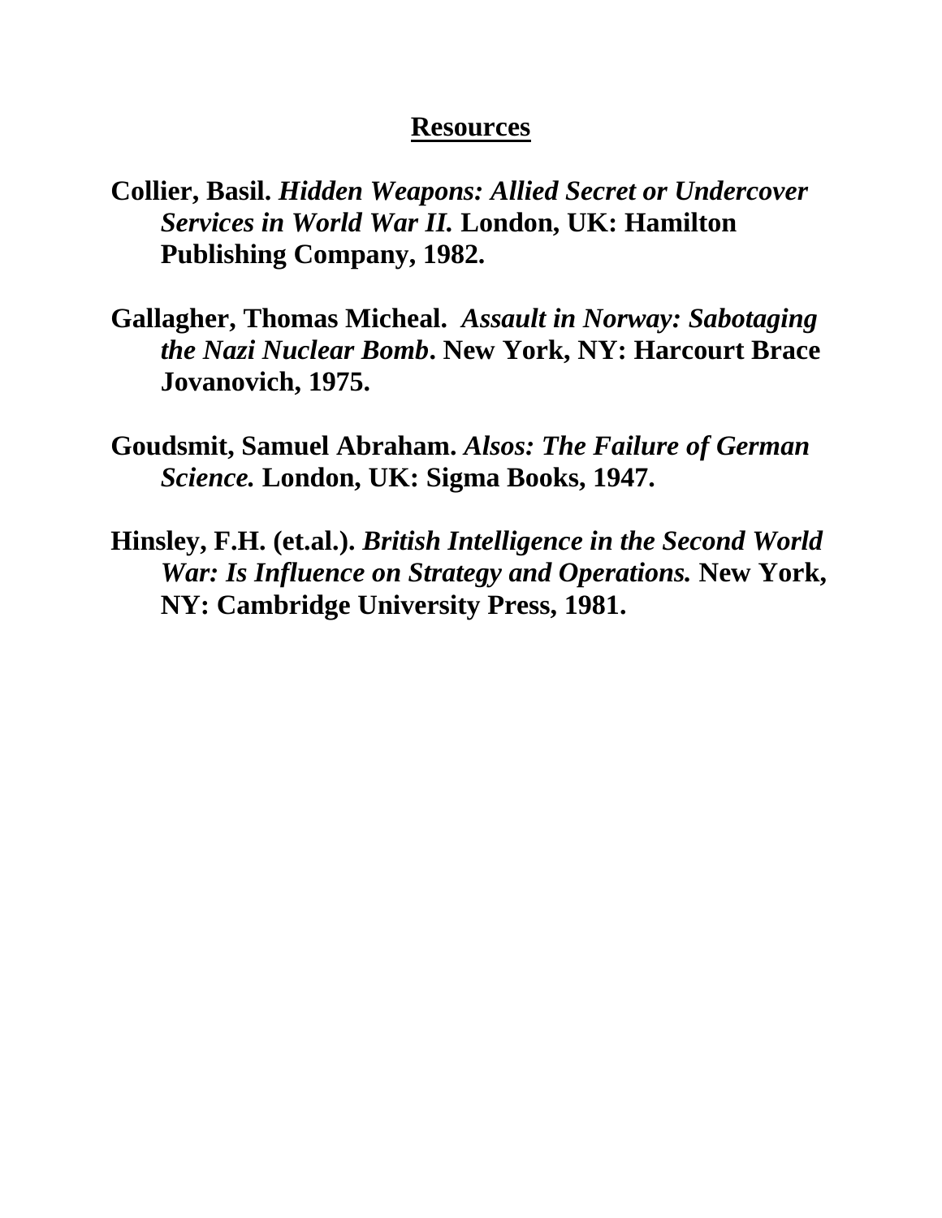## Resources

**Collier, Basil.** ***Hidden Weapons: Allied Secret or Undercover Services in World War II.*** **London, UK: Hamilton Publishing Company, 1982.**

**Gallagher, Thomas Micheal.** ***Assault in Norway: Sabotaging the Nazi Nuclear Bomb*****. New York, NY: Harcourt Brace Jovanovich, 1975.**

**Goudsmit, Samuel Abraham.** ***Alsos: The Failure of German Science.*** **London, UK: Sigma Books, 1947.**

**Hinsley, F.H. (et.al.).** ***British Intelligence in the Second World War: Is Influence on Strategy and Operations.*** **New York, NY: Cambridge University Press, 1981.**